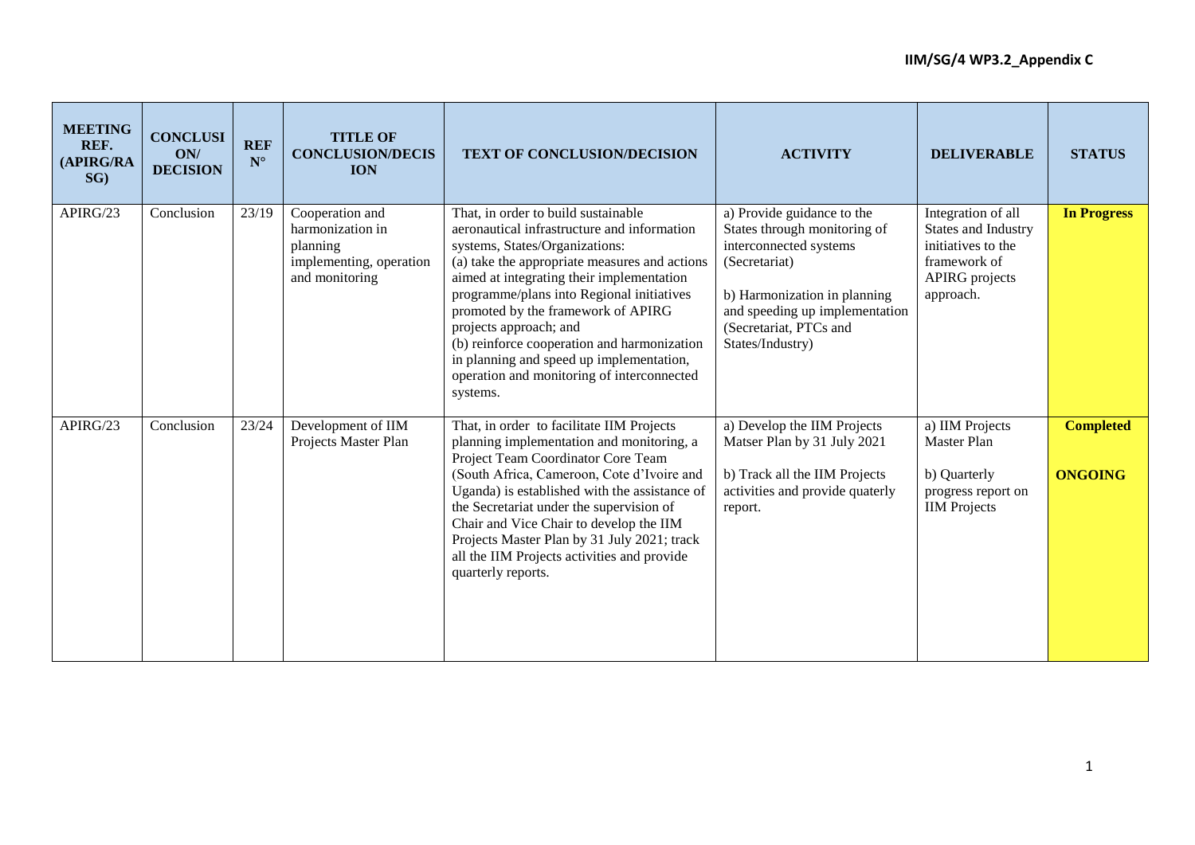| MEETING REF. (APIRG/RASG) | CONCLUSION/ DECISION | REF N° | TITLE OF CONCLUSION/DECISION | TEXT OF CONCLUSION/DECISION | ACTIVITY | DELIVERABLE | STATUS |
|---|---|---|---|---|---|---|---|
| APIRG/23 | Conclusion | 23/19 | Cooperation and harmonization in planning implementing, operation and monitoring | That, in order to build sustainable aeronautical infrastructure and information systems, States/Organizations:<br>(a) take the appropriate measures and actions aimed at integrating their implementation programme/plans into Regional initiatives promoted by the framework of APIRG projects approach; and<br>(b) reinforce cooperation and harmonization in planning and speed up implementation, operation and monitoring of interconnected systems. | a) Provide guidance to the States through monitoring of interconnected systems (Secretariat)<br><br>b) Harmonization in planning and speeding up implementation (Secretariat, PTCs and States/Industry) | Integration of all States and Industry initiatives to the framework of APIRG projects approach. | **In Progress** |
| APIRG/23 | Conclusion | 23/24 | Development of IIM Projects Master Plan | That, in order to facilitate IIM Projects planning implementation and monitoring, a Project Team Coordinator Core Team (South Africa, Cameroon, Cote d'Ivoire and Uganda) is established with the assistance of the Secretariat under the supervision of Chair and Vice Chair to develop the IIM Projects Master Plan by 31 July 2021; track all the IIM Projects activities and provide quarterly reports. | a) Develop the IIM Projects Matser Plan by 31 July 2021<br><br>b) Track all the IIM Projects activities and provide quaterly report. | a) IIM Projects Master Plan<br><br>b) Quarterly progress report on IIM Projects | **Completed**<br><br>**ONGOING** |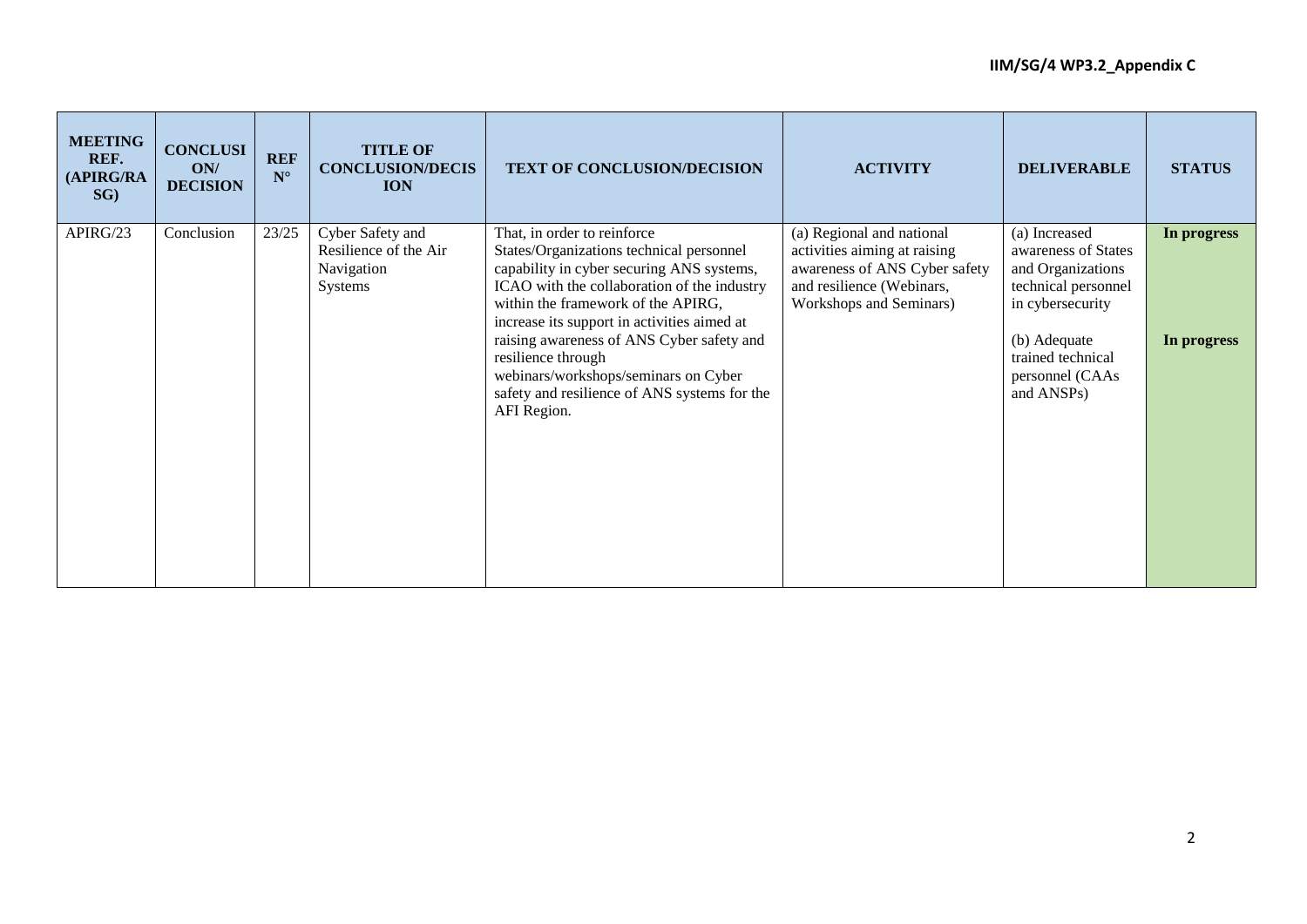| MEETING REF. (APIRG/RASG) | CONCLUSION/ DECISION | REF N° | TITLE OF CONCLUSION/DECISION | TEXT OF CONCLUSION/DECISION | ACTIVITY | DELIVERABLE | STATUS |
|---|---|---|---|---|---|---|---|
| APIRG/23 | Conclusion | 23/25 | Cyber Safety and Resilience of the Air Navigation Systems | That, in order to reinforce States/Organizations technical personnel capability in cyber securing ANS systems, ICAO with the collaboration of the industry within the framework of the APIRG, increase its support in activities aimed at raising awareness of ANS Cyber safety and resilience through webinars/workshops/seminars on Cyber safety and resilience of ANS systems for the AFI Region. | (a) Regional and national activities aiming at raising awareness of ANS Cyber safety and resilience (Webinars, Workshops and Seminars) | (a) Increased awareness of States and Organizations technical personnel in cybersecurity<br><br>(b) Adequate trained technical personnel (CAAs and ANSPs) | **In progress**<br><br>**In progress** |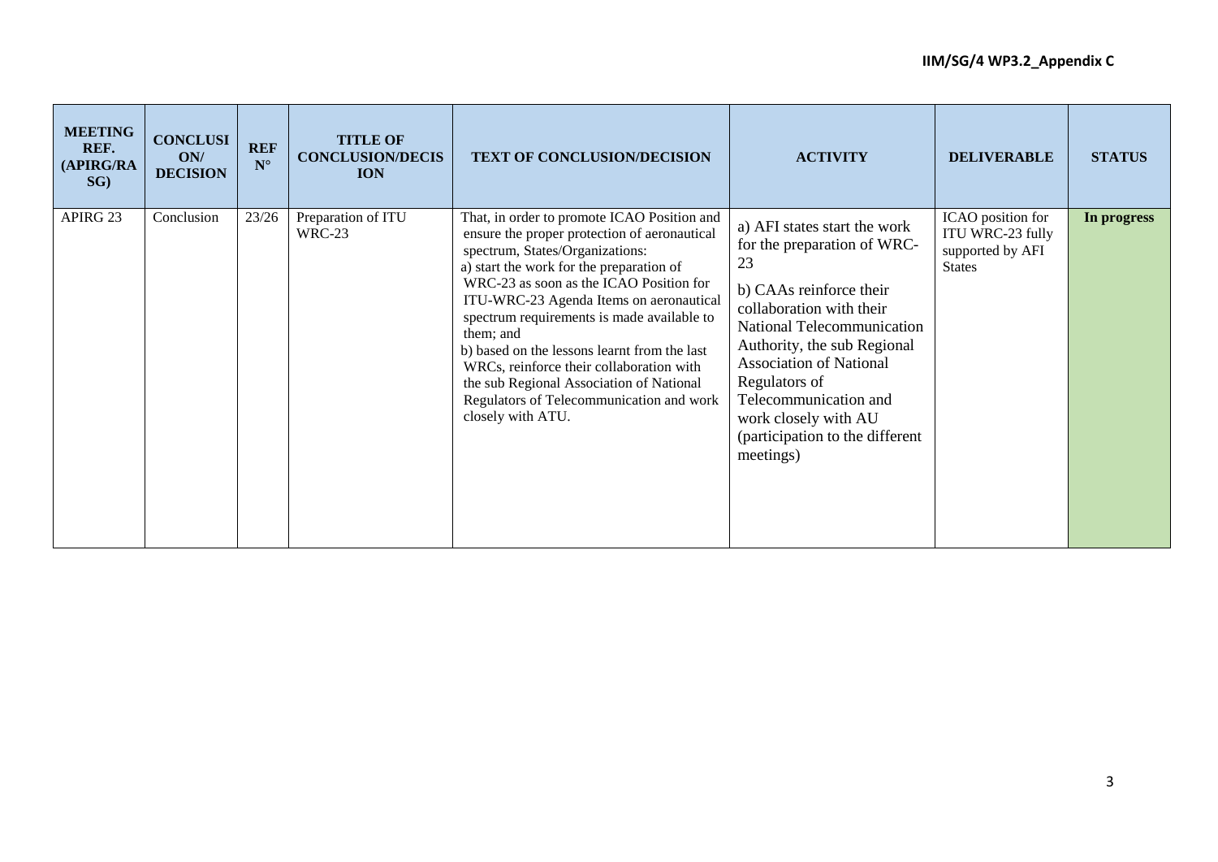| MEETING REF. (APIRG/RASG) | CONCLUSION/ DECISION | REF N° | TITLE OF CONCLUSION/DECISION | TEXT OF CONCLUSION/DECISION | ACTIVITY | DELIVERABLE | STATUS |
|---|---|---|---|---|---|---|---|
| APIRG 23 | Conclusion | 23/26 | Preparation of ITU WRC-23 | That, in order to promote ICAO Position and ensure the proper protection of aeronautical spectrum, States/Organizations:<br>a) start the work for the preparation of WRC-23 as soon as the ICAO Position for ITU-WRC-23 Agenda Items on aeronautical spectrum requirements is made available to them; and<br>b) based on the lessons learnt from the last WRCs, reinforce their collaboration with the sub Regional Association of National Regulators of Telecommunication and work closely with ATU. | a) AFI states start the work for the preparation of WRC-23<br>b) CAAs reinforce their collaboration with their National Telecommunication Authority, the sub Regional Association of National Regulators of Telecommunication and work closely with AU (participation to the different meetings) | ICAO position for ITU WRC-23 fully supported by AFI States | **In progress** |